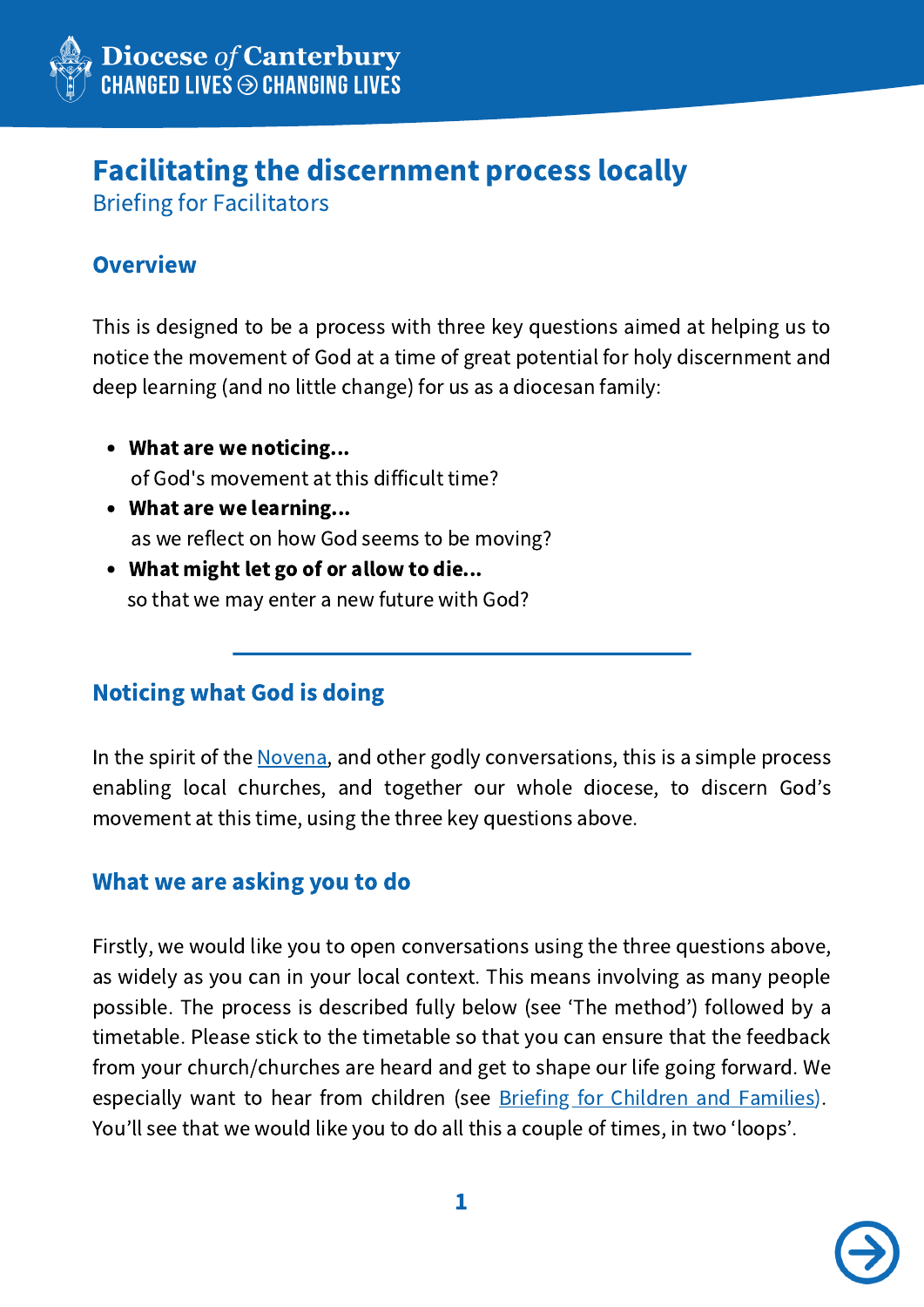# Facilitating the discernment process locally

## Briefing for Facilitators

### Overview

This is designed to be a process with three key questions aimed at helping us to notice the movement of God at a time of great potential for holy discernment and deep learning (and no little change) for us as a diocesan family:

- **What are we noticing...**
  of God's movement at this difficult time?
- **What are we learning...**
  as we reflect on how God seems to be moving?
- **What might let go of or allow to die...**
  so that we may enter a new future with God?

---

### Noticing what God is doing

In the spirit of the Novena, and other godly conversations, this is a simple process enabling local churches, and together our whole diocese, to discern God's movement at this time, using the three key questions above.

### What we are asking you to do

Firstly, we would like you to open conversations using the three questions above, as widely as you can in your local context. This means involving as many people possible. The process is described fully below (see 'The method') followed by a timetable. Please stick to the timetable so that you can ensure that the feedback from your church/churches are heard and get to shape our life going forward. We especially want to hear from children (see Briefing for Children and Families). You'll see that we would like you to do all this a couple of times, in two 'loops'.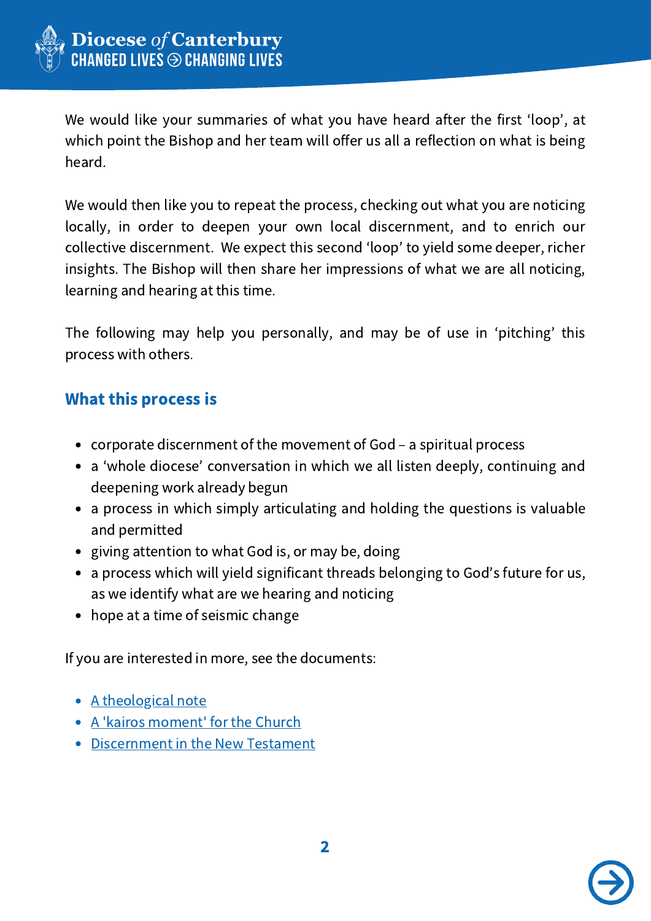We would like your summaries of what you have heard after the first 'loop', at which point the Bishop and her team will offer us all a reflection on what is being heard.

We would then like you to repeat the process, checking out what you are noticing locally, in order to deepen your own local discernment, and to enrich our collective discernment. We expect this second 'loop' to yield some deeper, richer insights. The Bishop will then share her impressions of what we are all noticing, learning and hearing at this time.

The following may help you personally, and may be of use in 'pitching' this process with others.

## What this process is

- corporate discernment of the movement of God – a spiritual process
- a 'whole diocese' conversation in which we all listen deeply, continuing and deepening work already begun
- a process in which simply articulating and holding the questions is valuable and permitted
- giving attention to what God is, or may be, doing
- a process which will yield significant threads belonging to God's future for us, as we identify what are we hearing and noticing
- hope at a time of seismic change

If you are interested in more, see the documents:

- A theological note
- A 'kairos moment' for the Church
- Discernment in the New Testament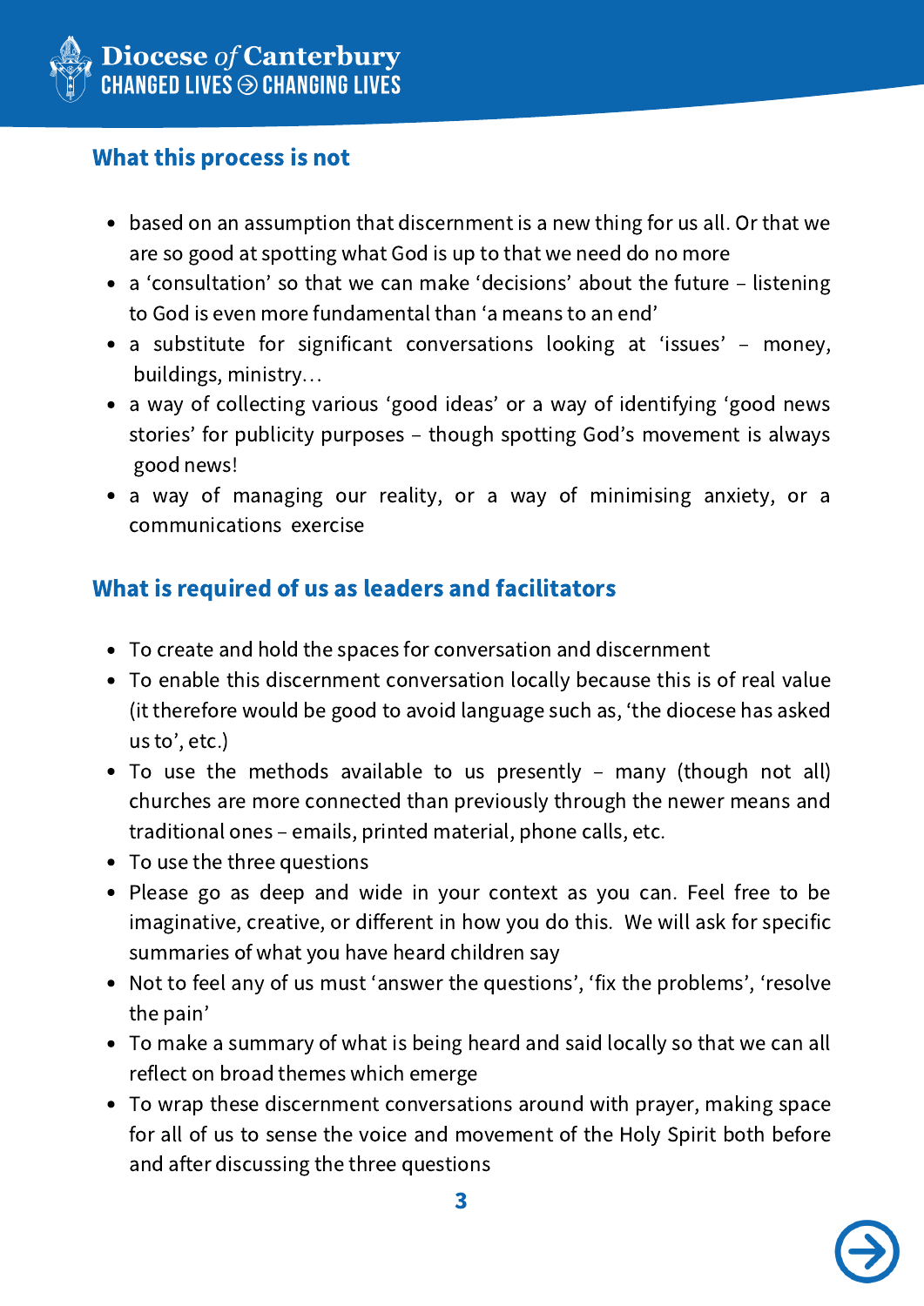## What this process is not

- based on an assumption that discernment is a new thing for us all. Or that we are so good at spotting what God is up to that we need do no more
- a 'consultation' so that we can make 'decisions' about the future – listening to God is even more fundamental than 'a means to an end'
- a substitute for significant conversations looking at 'issues' – money, buildings, ministry…
- a way of collecting various 'good ideas' or a way of identifying 'good news stories' for publicity purposes – though spotting God's movement is always good news!
- a way of managing our reality, or a way of minimising anxiety, or a communications exercise

## What is required of us as leaders and facilitators

- To create and hold the spaces for conversation and discernment
- To enable this discernment conversation locally because this is of real value (it therefore would be good to avoid language such as, 'the diocese has asked us to', etc.)
- To use the methods available to us presently – many (though not all) churches are more connected than previously through the newer means and traditional ones – emails, printed material, phone calls, etc.
- To use the three questions
- Please go as deep and wide in your context as you can. Feel free to be imaginative, creative, or different in how you do this. We will ask for specific summaries of what you have heard children say
- Not to feel any of us must 'answer the questions', 'fix the problems', 'resolve the pain'
- To make a summary of what is being heard and said locally so that we can all reflect on broad themes which emerge
- To wrap these discernment conversations around with prayer, making space for all of us to sense the voice and movement of the Holy Spirit both before and after discussing the three questions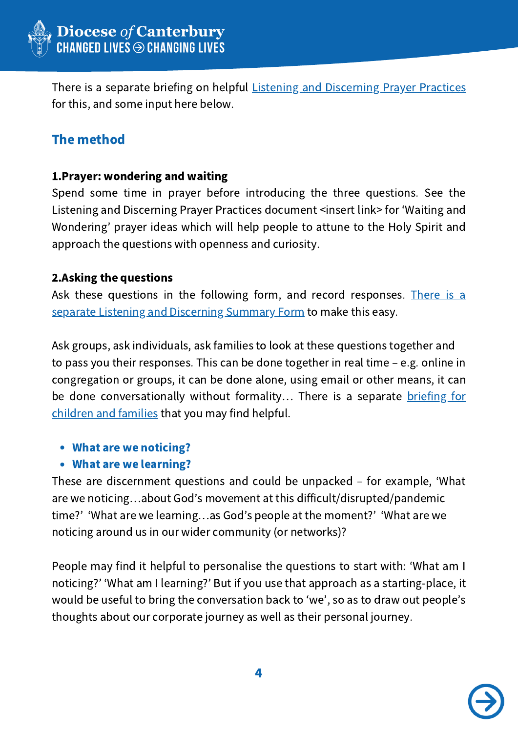There is a separate briefing on helpful Listening and Discerning Prayer Practices for this, and some input here below.

## The method

**1.Prayer: wondering and waiting**

Spend some time in prayer before introducing the three questions. See the Listening and Discerning Prayer Practices document <insert link> for 'Waiting and Wondering' prayer ideas which will help people to attune to the Holy Spirit and approach the questions with openness and curiosity.

**2.Asking the questions**

Ask these questions in the following form, and record responses. There is a separate Listening and Discerning Summary Form to make this easy.

Ask groups, ask individuals, ask families to look at these questions together and to pass you their responses. This can be done together in real time – e.g. online in congregation or groups, it can be done alone, using email or other means, it can be done conversationally without formality… There is a separate briefing for children and families that you may find helpful.

- **What are we noticing?**
- **What are we learning?**

These are discernment questions and could be unpacked – for example, 'What are we noticing…about God's movement at this difficult/disrupted/pandemic time?' 'What are we learning…as God's people at the moment?' 'What are we noticing around us in our wider community (or networks)?

People may find it helpful to personalise the questions to start with: 'What am I noticing?' 'What am I learning?' But if you use that approach as a starting-place, it would be useful to bring the conversation back to 'we', so as to draw out people's thoughts about our corporate journey as well as their personal journey.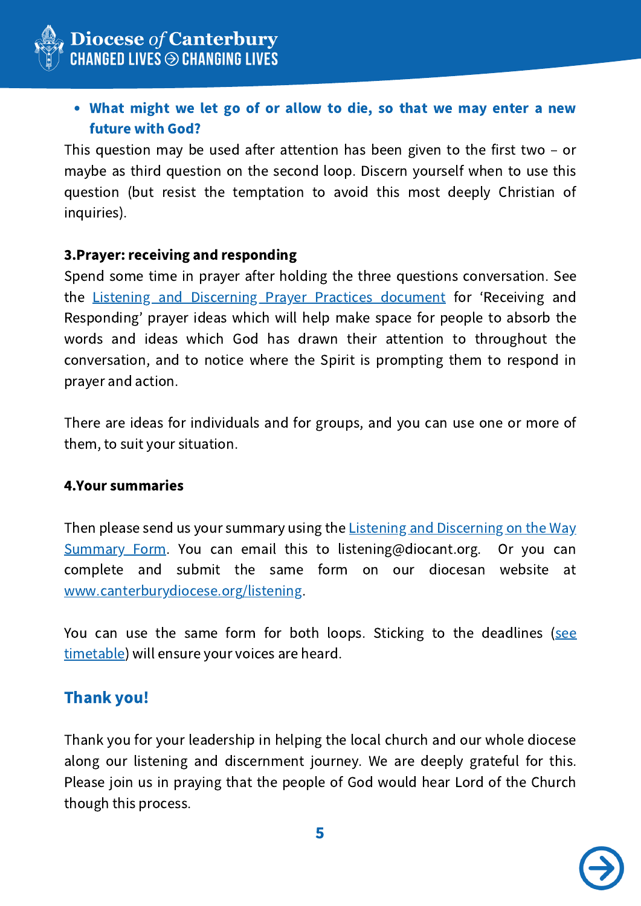- **What might we let go of or allow to die, so that we may enter a new future with God?**

This question may be used after attention has been given to the first two – or maybe as third question on the second loop. Discern yourself when to use this question (but resist the temptation to avoid this most deeply Christian of inquiries).

**3.Prayer: receiving and responding**

Spend some time in prayer after holding the three questions conversation. See the Listening and Discerning Prayer Practices document for 'Receiving and Responding' prayer ideas which will help make space for people to absorb the words and ideas which God has drawn their attention to throughout the conversation, and to notice where the Spirit is prompting them to respond in prayer and action.

There are ideas for individuals and for groups, and you can use one or more of them, to suit your situation.

**4.Your summaries**

Then please send us your summary using the Listening and Discerning on the Way Summary Form. You can email this to listening@diocant.org. Or you can complete and submit the same form on our diocesan website at www.canterburydiocese.org/listening.

You can use the same form for both loops. Sticking to the deadlines (see timetable) will ensure your voices are heard.

## Thank you!

Thank you for your leadership in helping the local church and our whole diocese along our listening and discernment journey. We are deeply grateful for this. Please join us in praying that the people of God would hear Lord of the Church though this process.